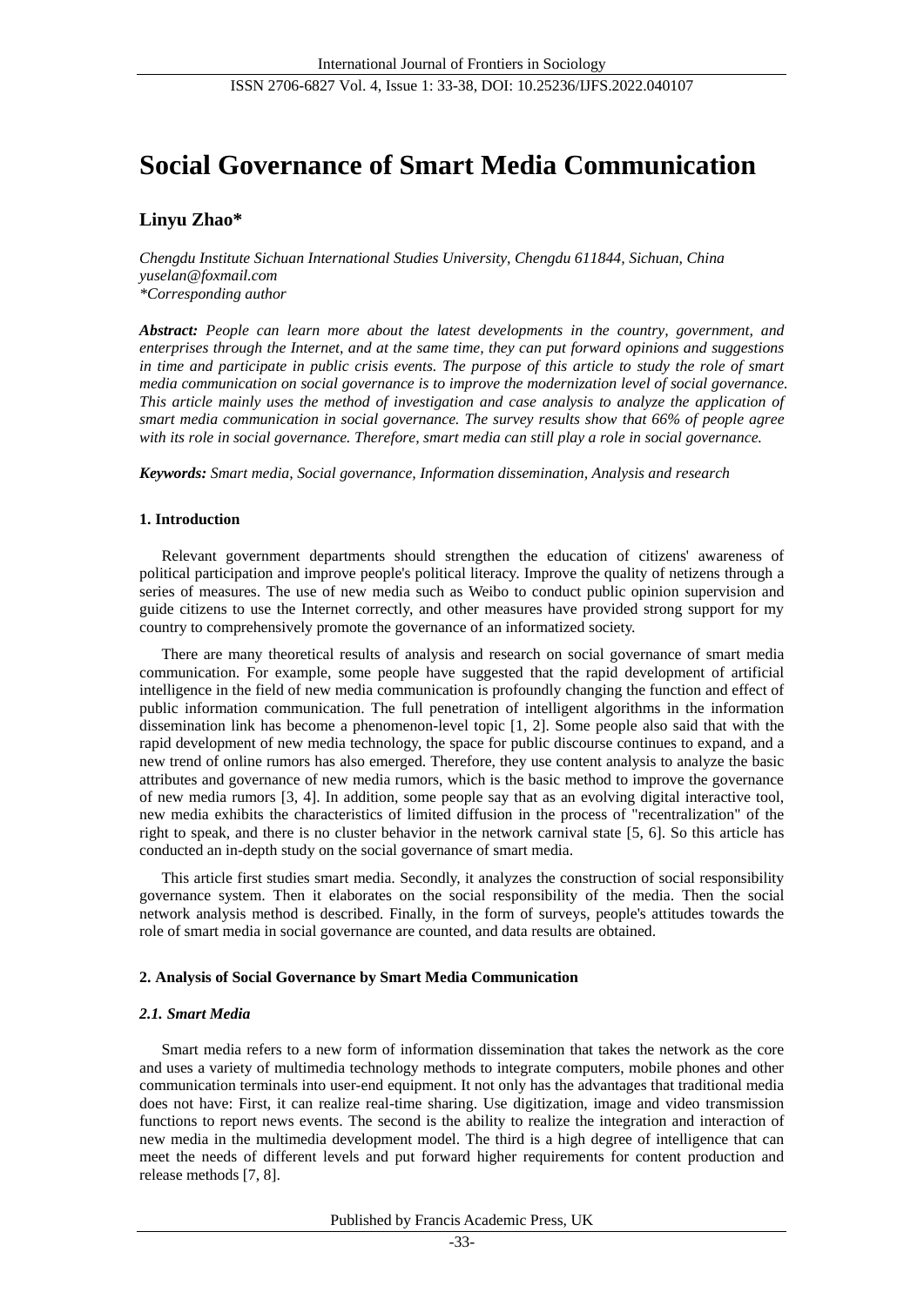# Social Governance of Smart Media Communication

**Linyu Zhao***

*Chengdu Institute Sichuan International Studies University, Chengdu 611844, Sichuan, China*
*yuselan@foxmail.com*
*\*Corresponding author*

***Abstract:*** *People can learn more about the latest developments in the country, government, and enterprises through the Internet, and at the same time, they can put forward opinions and suggestions in time and participate in public crisis events. The purpose of this article to study the role of smart media communication on social governance is to improve the modernization level of social governance. This article mainly uses the method of investigation and case analysis to analyze the application of smart media communication in social governance. The survey results show that 66% of people agree with its role in social governance. Therefore, smart media can still play a role in social governance.*

***Keywords:*** *Smart media, Social governance, Information dissemination, Analysis and research*

## 1. Introduction

Relevant government departments should strengthen the education of citizens' awareness of political participation and improve people's political literacy. Improve the quality of netizens through a series of measures. The use of new media such as Weibo to conduct public opinion supervision and guide citizens to use the Internet correctly, and other measures have provided strong support for my country to comprehensively promote the governance of an informatized society.

There are many theoretical results of analysis and research on social governance of smart media communication. For example, some people have suggested that the rapid development of artificial intelligence in the field of new media communication is profoundly changing the function and effect of public information communication. The full penetration of intelligent algorithms in the information dissemination link has become a phenomenon-level topic [1, 2]. Some people also said that with the rapid development of new media technology, the space for public discourse continues to expand, and a new trend of online rumors has also emerged. Therefore, they use content analysis to analyze the basic attributes and governance of new media rumors, which is the basic method to improve the governance of new media rumors [3, 4]. In addition, some people say that as an evolving digital interactive tool, new media exhibits the characteristics of limited diffusion in the process of "recentralization" of the right to speak, and there is no cluster behavior in the network carnival state [5, 6]. So this article has conducted an in-depth study on the social governance of smart media.

This article first studies smart media. Secondly, it analyzes the construction of social responsibility governance system. Then it elaborates on the social responsibility of the media. Then the social network analysis method is described. Finally, in the form of surveys, people's attitudes towards the role of smart media in social governance are counted, and data results are obtained.

## 2. Analysis of Social Governance by Smart Media Communication

### *2.1. Smart Media*

Smart media refers to a new form of information dissemination that takes the network as the core and uses a variety of multimedia technology methods to integrate computers, mobile phones and other communication terminals into user-end equipment. It not only has the advantages that traditional media does not have: First, it can realize real-time sharing. Use digitization, image and video transmission functions to report news events. The second is the ability to realize the integration and interaction of new media in the multimedia development model. The third is a high degree of intelligence that can meet the needs of different levels and put forward higher requirements for content production and release methods [7, 8].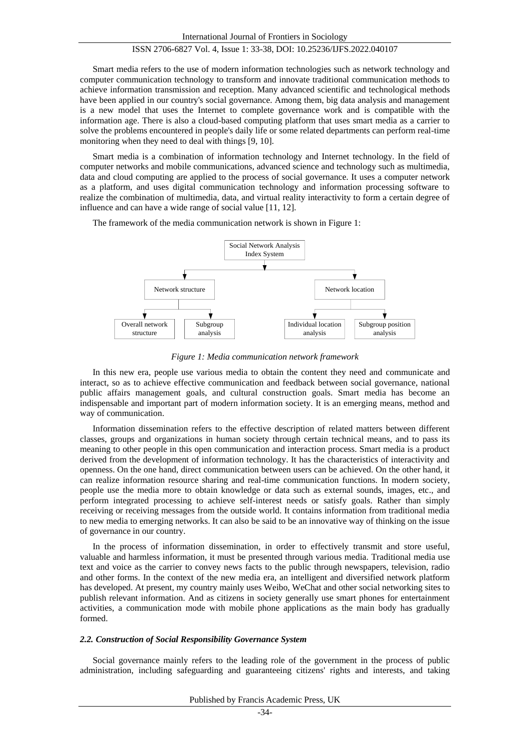Smart media refers to the use of modern information technologies such as network technology and computer communication technology to transform and innovate traditional communication methods to achieve information transmission and reception. Many advanced scientific and technological methods have been applied in our country's social governance. Among them, big data analysis and management is a new model that uses the Internet to complete governance work and is compatible with the information age. There is also a cloud-based computing platform that uses smart media as a carrier to solve the problems encountered in people's daily life or some related departments can perform real-time monitoring when they need to deal with things [9, 10].

Smart media is a combination of information technology and Internet technology. In the field of computer networks and mobile communications, advanced science and technology such as multimedia, data and cloud computing are applied to the process of social governance. It uses a computer network as a platform, and uses digital communication technology and information processing software to realize the combination of multimedia, data, and virtual reality interactivity to form a certain degree of influence and can have a wide range of social value [11, 12].

The framework of the media communication network is shown in Figure 1:

Social Network Analysis Index System

Network structure — Overall network structure; Subgroup analysis

Network location — Individual location analysis; Subgroup position analysis

*Figure 1: Media communication network framework*

In this new era, people use various media to obtain the content they need and communicate and interact, so as to achieve effective communication and feedback between social governance, national public affairs management goals, and cultural construction goals. Smart media has become an indispensable and important part of modern information society. It is an emerging means, method and way of communication.

Information dissemination refers to the effective description of related matters between different classes, groups and organizations in human society through certain technical means, and to pass its meaning to other people in this open communication and interaction process. Smart media is a product derived from the development of information technology. It has the characteristics of interactivity and openness. On the one hand, direct communication between users can be achieved. On the other hand, it can realize information resource sharing and real-time communication functions. In modern society, people use the media more to obtain knowledge or data such as external sounds, images, etc., and perform integrated processing to achieve self-interest needs or satisfy goals. Rather than simply receiving or receiving messages from the outside world. It contains information from traditional media to new media to emerging networks. It can also be said to be an innovative way of thinking on the issue of governance in our country.

In the process of information dissemination, in order to effectively transmit and store useful, valuable and harmless information, it must be presented through various media. Traditional media use text and voice as the carrier to convey news facts to the public through newspapers, television, radio and other forms. In the context of the new media era, an intelligent and diversified network platform has developed. At present, my country mainly uses Weibo, WeChat and other social networking sites to publish relevant information. And as citizens in society generally use smart phones for entertainment activities, a communication mode with mobile phone applications as the main body has gradually formed.

### *2.2. Construction of Social Responsibility Governance System*

Social governance mainly refers to the leading role of the government in the process of public administration, including safeguarding and guaranteeing citizens' rights and interests, and taking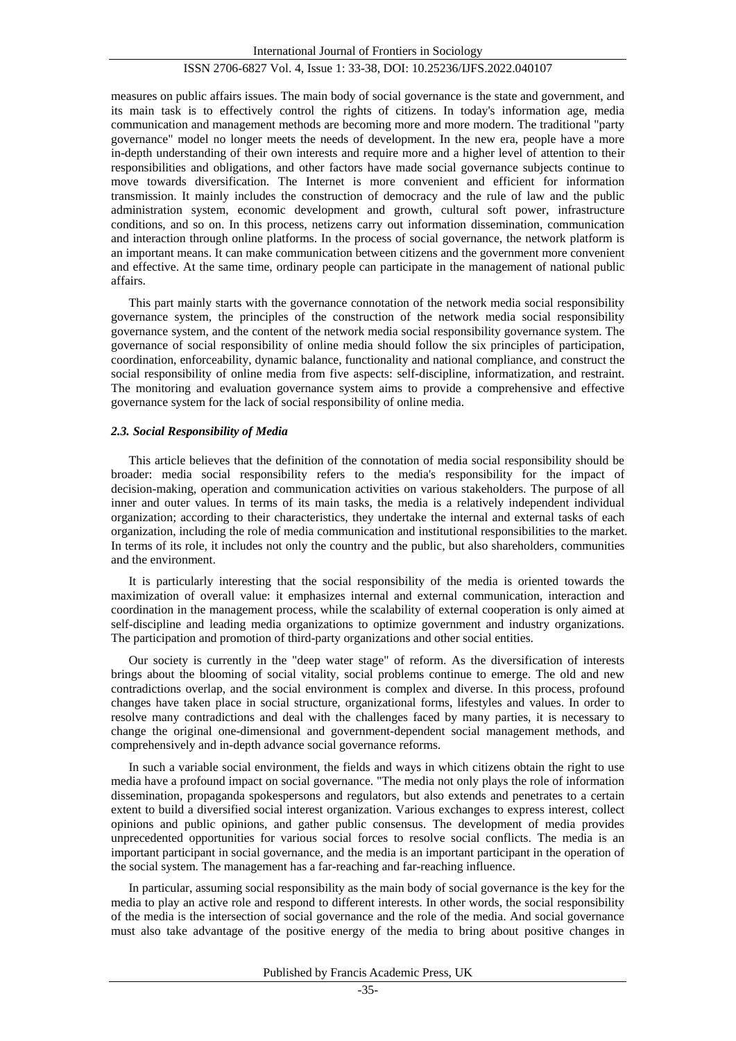measures on public affairs issues. The main body of social governance is the state and government, and its main task is to effectively control the rights of citizens. In today's information age, media communication and management methods are becoming more and more modern. The traditional "party governance" model no longer meets the needs of development. In the new era, people have a more in-depth understanding of their own interests and require more and a higher level of attention to their responsibilities and obligations, and other factors have made social governance subjects continue to move towards diversification. The Internet is more convenient and efficient for information transmission. It mainly includes the construction of democracy and the rule of law and the public administration system, economic development and growth, cultural soft power, infrastructure conditions, and so on. In this process, netizens carry out information dissemination, communication and interaction through online platforms. In the process of social governance, the network platform is an important means. It can make communication between citizens and the government more convenient and effective. At the same time, ordinary people can participate in the management of national public affairs.

This part mainly starts with the governance connotation of the network media social responsibility governance system, the principles of the construction of the network media social responsibility governance system, and the content of the network media social responsibility governance system. The governance of social responsibility of online media should follow the six principles of participation, coordination, enforceability, dynamic balance, functionality and national compliance, and construct the social responsibility of online media from five aspects: self-discipline, informatization, and restraint. The monitoring and evaluation governance system aims to provide a comprehensive and effective governance system for the lack of social responsibility of online media.

### *2.3. Social Responsibility of Media*

This article believes that the definition of the connotation of media social responsibility should be broader: media social responsibility refers to the media's responsibility for the impact of decision-making, operation and communication activities on various stakeholders. The purpose of all inner and outer values. In terms of its main tasks, the media is a relatively independent individual organization; according to their characteristics, they undertake the internal and external tasks of each organization, including the role of media communication and institutional responsibilities to the market. In terms of its role, it includes not only the country and the public, but also shareholders, communities and the environment.

It is particularly interesting that the social responsibility of the media is oriented towards the maximization of overall value: it emphasizes internal and external communication, interaction and coordination in the management process, while the scalability of external cooperation is only aimed at self-discipline and leading media organizations to optimize government and industry organizations. The participation and promotion of third-party organizations and other social entities.

Our society is currently in the "deep water stage" of reform. As the diversification of interests brings about the blooming of social vitality, social problems continue to emerge. The old and new contradictions overlap, and the social environment is complex and diverse. In this process, profound changes have taken place in social structure, organizational forms, lifestyles and values. In order to resolve many contradictions and deal with the challenges faced by many parties, it is necessary to change the original one-dimensional and government-dependent social management methods, and comprehensively and in-depth advance social governance reforms.

In such a variable social environment, the fields and ways in which citizens obtain the right to use media have a profound impact on social governance. "The media not only plays the role of information dissemination, propaganda spokespersons and regulators, but also extends and penetrates to a certain extent to build a diversified social interest organization. Various exchanges to express interest, collect opinions and public opinions, and gather public consensus. The development of media provides unprecedented opportunities for various social forces to resolve social conflicts. The media is an important participant in social governance, and the media is an important participant in the operation of the social system. The management has a far-reaching and far-reaching influence.

In particular, assuming social responsibility as the main body of social governance is the key for the media to play an active role and respond to different interests. In other words, the social responsibility of the media is the intersection of social governance and the role of the media. And social governance must also take advantage of the positive energy of the media to bring about positive changes in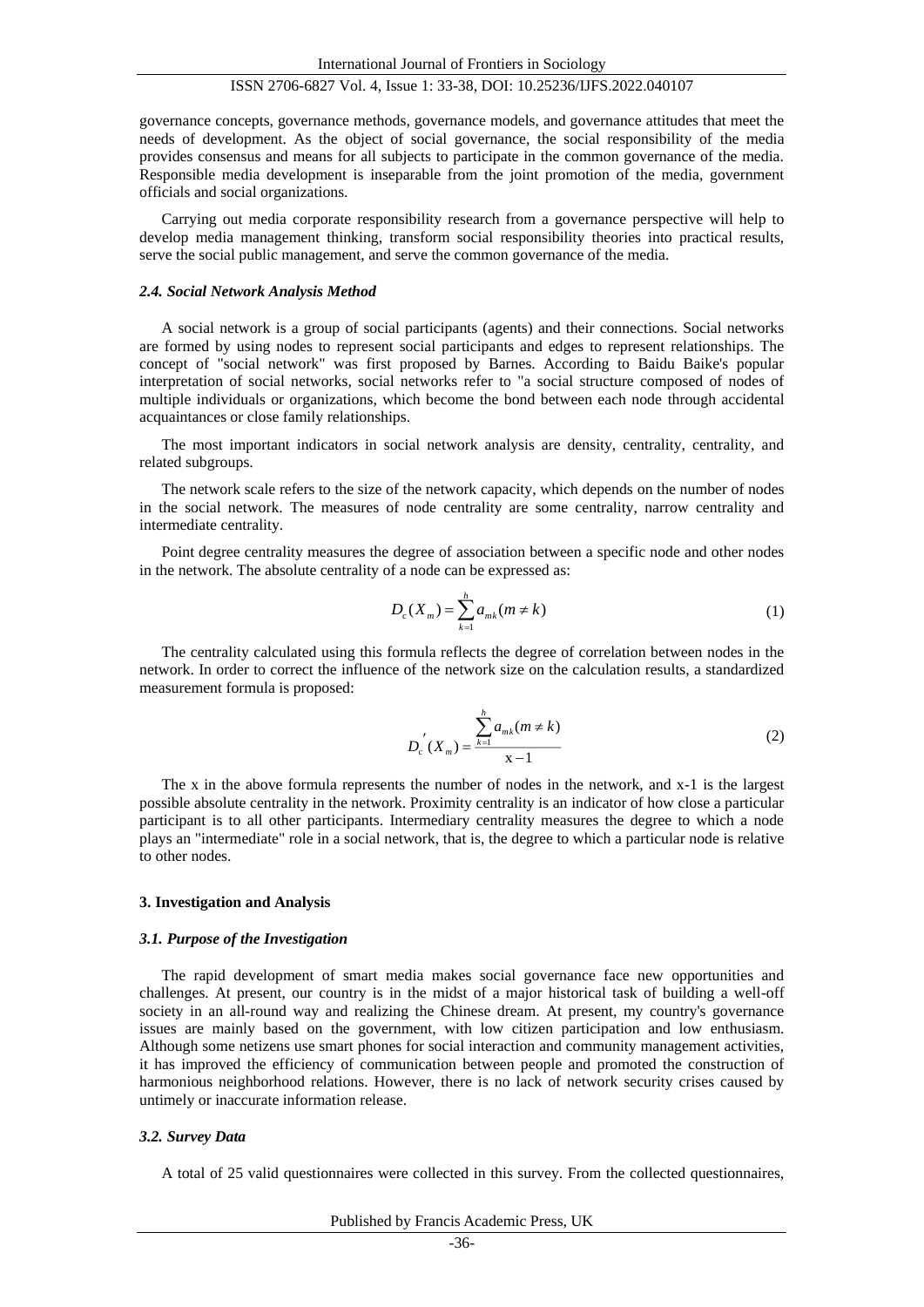governance concepts, governance methods, governance models, and governance attitudes that meet the needs of development. As the object of social governance, the social responsibility of the media provides consensus and means for all subjects to participate in the common governance of the media. Responsible media development is inseparable from the joint promotion of the media, government officials and social organizations.

Carrying out media corporate responsibility research from a governance perspective will help to develop media management thinking, transform social responsibility theories into practical results, serve the social public management, and serve the common governance of the media.

### *2.4. Social Network Analysis Method*

A social network is a group of social participants (agents) and their connections. Social networks are formed by using nodes to represent social participants and edges to represent relationships. The concept of "social network" was first proposed by Barnes. According to Baidu Baike's popular interpretation of social networks, social networks refer to "a social structure composed of nodes of multiple individuals or organizations, which become the bond between each node through accidental acquaintances or close family relationships.

The most important indicators in social network analysis are density, centrality, centrality, and related subgroups.

The network scale refers to the size of the network capacity, which depends on the number of nodes in the social network. The measures of node centrality are some centrality, narrow centrality and intermediate centrality.

Point degree centrality measures the degree of association between a specific node and other nodes in the network. The absolute centrality of a node can be expressed as:

$$D_c(X_m) = \sum_{k=1}^{h} a_{mk} (m \neq k) \tag{1}$$

The centrality calculated using this formula reflects the degree of correlation between nodes in the network. In order to correct the influence of the network size on the calculation results, a standardized measurement formula is proposed:

$$D_c^{'}(X_m) = \frac{\sum_{k=1}^{h} a_{mk} (m \neq k)}{\mathrm{x}-1} \tag{2}$$

The x in the above formula represents the number of nodes in the network, and x-1 is the largest possible absolute centrality in the network. Proximity centrality is an indicator of how close a particular participant is to all other participants. Intermediary centrality measures the degree to which a node plays an "intermediate" role in a social network, that is, the degree to which a particular node is relative to other nodes.

## 3. Investigation and Analysis

### *3.1. Purpose of the Investigation*

The rapid development of smart media makes social governance face new opportunities and challenges. At present, our country is in the midst of a major historical task of building a well-off society in an all-round way and realizing the Chinese dream. At present, my country's governance issues are mainly based on the government, with low citizen participation and low enthusiasm. Although some netizens use smart phones for social interaction and community management activities, it has improved the efficiency of communication between people and promoted the construction of harmonious neighborhood relations. However, there is no lack of network security crises caused by untimely or inaccurate information release.

### *3.2. Survey Data*

A total of 25 valid questionnaires were collected in this survey. From the collected questionnaires,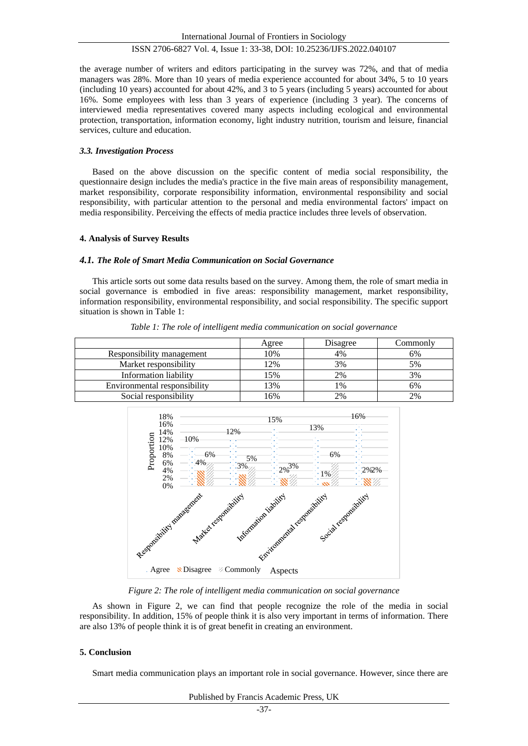the average number of writers and editors participating in the survey was 72%, and that of media managers was 28%. More than 10 years of media experience accounted for about 34%, 5 to 10 years (including 10 years) accounted for about 42%, and 3 to 5 years (including 5 years) accounted for about 16%. Some employees with less than 3 years of experience (including 3 year). The concerns of interviewed media representatives covered many aspects including ecological and environmental protection, transportation, information economy, light industry nutrition, tourism and leisure, financial services, culture and education.

### *3.3. Investigation Process*

Based on the above discussion on the specific content of media social responsibility, the questionnaire design includes the media's practice in the five main areas of responsibility management, market responsibility, corporate responsibility information, environmental responsibility and social responsibility, with particular attention to the personal and media environmental factors' impact on media responsibility. Perceiving the effects of media practice includes three levels of observation.

## 4. Analysis of Survey Results

### *4.1. The Role of Smart Media Communication on Social Governance*

This article sorts out some data results based on the survey. Among them, the role of smart media in social governance is embodied in five areas: responsibility management, market responsibility, information responsibility, environmental responsibility, and social responsibility. The specific support situation is shown in Table 1:

*Table 1: The role of intelligent media communication on social governance*

| | Agree | Disagree | Commonly |
|---|---|---|---|
| Responsibility management | 10% | 4% | 6% |
| Market responsibility | 12% | 3% | 5% |
| Information liability | 15% | 2% | 3% |
| Environmental responsibility | 13% | 1% | 6% |
| Social responsibility | 16% | 2% | 2% |

*Figure 2: The role of intelligent media communication on social governance*

As shown in Figure 2, we can find that people recognize the role of the media in social responsibility. In addition, 15% of people think it is also very important in terms of information. There are also 13% of people think it is of great benefit in creating an environment.

## 5. Conclusion

Smart media communication plays an important role in social governance. However, since there are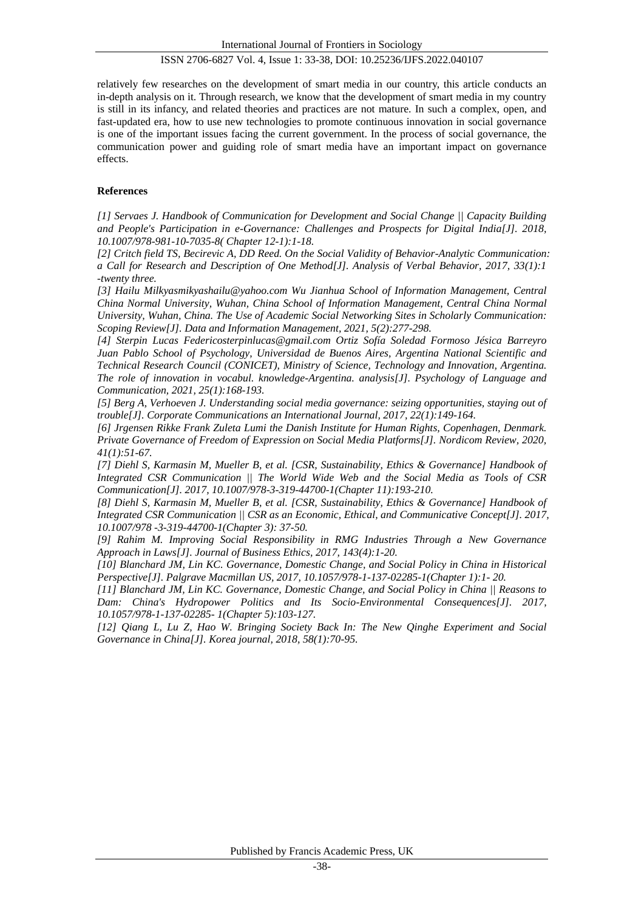relatively few researches on the development of smart media in our country, this article conducts an in-depth analysis on it. Through research, we know that the development of smart media in my country is still in its infancy, and related theories and practices are not mature. In such a complex, open, and fast-updated era, how to use new technologies to promote continuous innovation in social governance is one of the important issues facing the current government. In the process of social governance, the communication power and guiding role of smart media have an important impact on governance effects.

**References**

*[1] Servaes J. Handbook of Communication for Development and Social Change || Capacity Building and People's Participation in e-Governance: Challenges and Prospects for Digital India[J]. 2018, 10.1007/978-981-10-7035-8( Chapter 12-1):1-18.*

*[2] Critch field TS, Becirevic A, DD Reed. On the Social Validity of Behavior-Analytic Communication: a Call for Research and Description of One Method[J]. Analysis of Verbal Behavior, 2017, 33(1):1 -twenty three.*

*[3] Hailu Milkyasmikyashailu@yahoo.com Wu Jianhua School of Information Management, Central China Normal University, Wuhan, China School of Information Management, Central China Normal University, Wuhan, China. The Use of Academic Social Networking Sites in Scholarly Communication: Scoping Review[J]. Data and Information Management, 2021, 5(2):277-298.*

*[4] Sterpin Lucas Federicosterpinlucas@gmail.com Ortiz Sofía Soledad Formoso Jésica Barreyro Juan Pablo School of Psychology, Universidad de Buenos Aires, Argentina National Scientific and Technical Research Council (CONICET), Ministry of Science, Technology and Innovation, Argentina. The role of innovation in vocabul. knowledge-Argentina. analysis[J]. Psychology of Language and Communication, 2021, 25(1):168-193.*

*[5] Berg A, Verhoeven J. Understanding social media governance: seizing opportunities, staying out of trouble[J]. Corporate Communications an International Journal, 2017, 22(1):149-164.*

*[6] Jrgensen Rikke Frank Zuleta Lumi the Danish Institute for Human Rights, Copenhagen, Denmark. Private Governance of Freedom of Expression on Social Media Platforms[J]. Nordicom Review, 2020, 41(1):51-67.*

*[7] Diehl S, Karmasin M, Mueller B, et al. [CSR, Sustainability, Ethics & Governance] Handbook of Integrated CSR Communication || The World Wide Web and the Social Media as Tools of CSR Communication[J]. 2017, 10.1007/978-3-319-44700-1(Chapter 11):193-210.*

*[8] Diehl S, Karmasin M, Mueller B, et al. [CSR, Sustainability, Ethics & Governance] Handbook of Integrated CSR Communication || CSR as an Economic, Ethical, and Communicative Concept[J]. 2017, 10.1007/978 -3-319-44700-1(Chapter 3): 37-50.*

*[9] Rahim M. Improving Social Responsibility in RMG Industries Through a New Governance Approach in Laws[J]. Journal of Business Ethics, 2017, 143(4):1-20.*

*[10] Blanchard JM, Lin KC. Governance, Domestic Change, and Social Policy in China in Historical Perspective[J]. Palgrave Macmillan US, 2017, 10.1057/978-1-137-02285-1(Chapter 1):1- 20.*

*[11] Blanchard JM, Lin KC. Governance, Domestic Change, and Social Policy in China || Reasons to Dam: China's Hydropower Politics and Its Socio-Environmental Consequences[J]. 2017, 10.1057/978-1-137-02285- 1(Chapter 5):103-127.*

*[12] Qiang L, Lu Z, Hao W. Bringing Society Back In: The New Qinghe Experiment and Social Governance in China[J]. Korea journal, 2018, 58(1):70-95.*